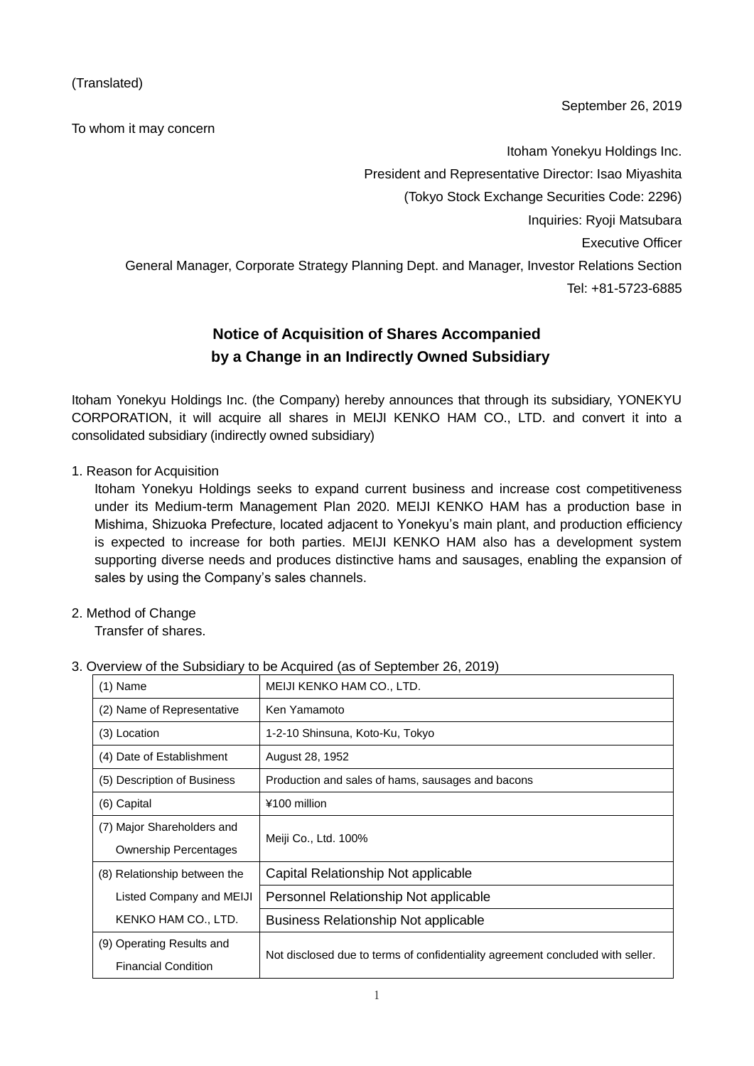(Translated)

September 26, 2019

To whom it may concern

Itoham Yonekyu Holdings Inc.
President and Representative Director: Isao Miyashita
(Tokyo Stock Exchange Securities Code: 2296)
Inquiries: Ryoji Matsubara
Executive Officer
General Manager, Corporate Strategy Planning Dept. and Manager, Investor Relations Section
Tel: +81-5723-6885

# Notice of Acquisition of Shares Accompanied by a Change in an Indirectly Owned Subsidiary

Itoham Yonekyu Holdings Inc. (the Company) hereby announces that through its subsidiary, YONEKYU CORPORATION, it will acquire all shares in MEIJI KENKO HAM CO., LTD. and convert it into a consolidated subsidiary (indirectly owned subsidiary)

1. Reason for Acquisition

   Itoham Yonekyu Holdings seeks to expand current business and increase cost competitiveness under its Medium-term Management Plan 2020. MEIJI KENKO HAM has a production base in Mishima, Shizuoka Prefecture, located adjacent to Yonekyu's main plant, and production efficiency is expected to increase for both parties. MEIJI KENKO HAM also has a development system supporting diverse needs and produces distinctive hams and sausages, enabling the expansion of sales by using the Company's sales channels.

2. Method of Change

   Transfer of shares.

3. Overview of the Subsidiary to be Acquired (as of September 26, 2019)

| | |
|---|---|
| (1) Name | MEIJI KENKO HAM CO., LTD. |
| (2) Name of Representative | Ken Yamamoto |
| (3) Location | 1-2-10 Shinsuna, Koto-Ku, Tokyo |
| (4) Date of Establishment | August 28, 1952 |
| (5) Description of Business | Production and sales of hams, sausages and bacons |
| (6) Capital | ¥100 million |
| (7) Major Shareholders and Ownership Percentages | Meiji Co., Ltd. 100% |
| (8) Relationship between the Listed Company and MEIJI KENKO HAM CO., LTD. | Capital Relationship Not applicable |
| | Personnel Relationship Not applicable |
| | Business Relationship Not applicable |
| (9) Operating Results and Financial Condition | Not disclosed due to terms of confidentiality agreement concluded with seller. |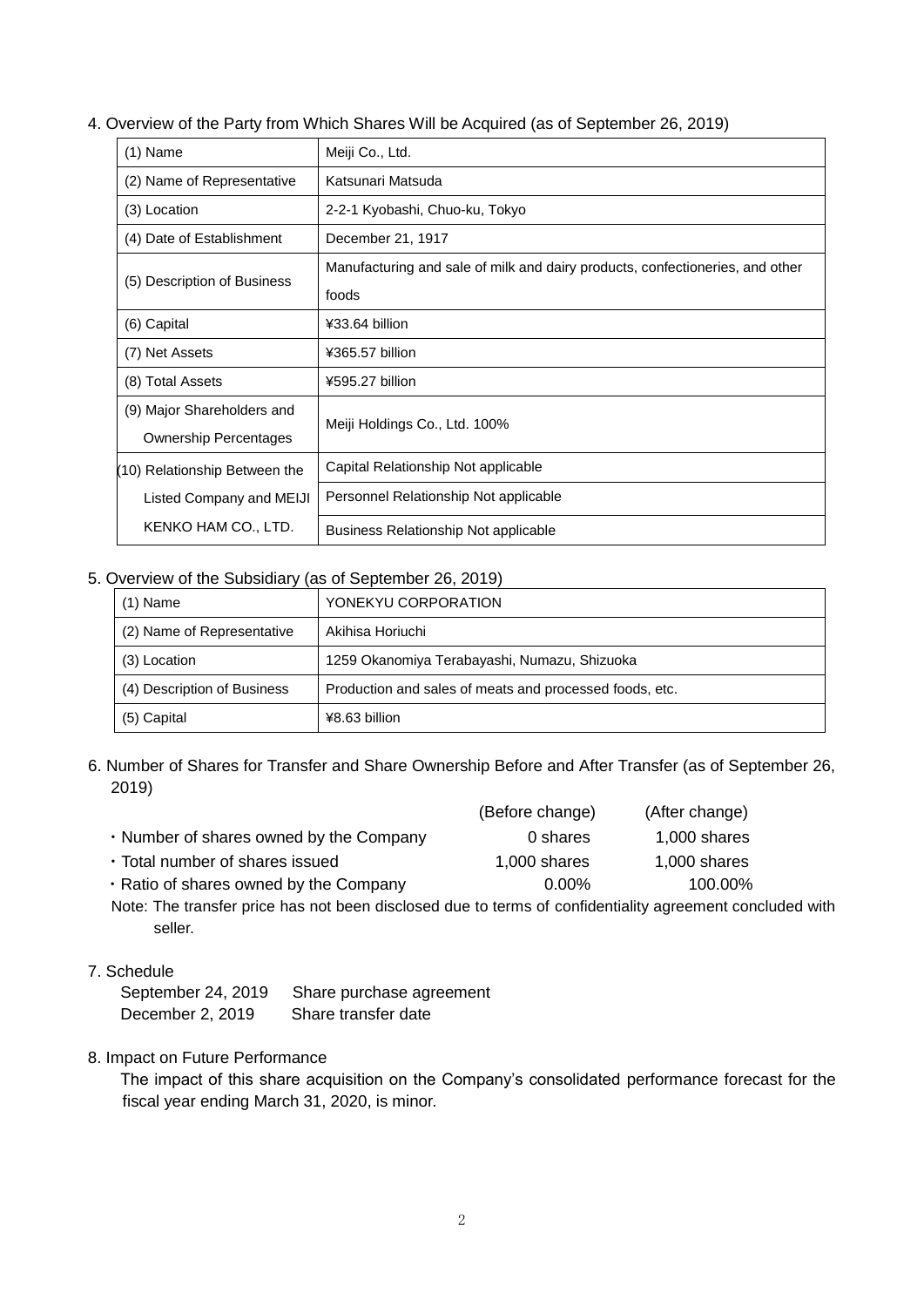4. Overview of the Party from Which Shares Will be Acquired (as of September 26, 2019)

| | |
|---|---|
| (1) Name | Meiji Co., Ltd. |
| (2) Name of Representative | Katsunari Matsuda |
| (3) Location | 2-2-1 Kyobashi, Chuo-ku, Tokyo |
| (4) Date of Establishment | December 21, 1917 |
| (5) Description of Business | Manufacturing and sale of milk and dairy products, confectioneries, and other foods |
| (6) Capital | ¥33.64 billion |
| (7) Net Assets | ¥365.57 billion |
| (8) Total Assets | ¥595.27 billion |
| (9) Major Shareholders and Ownership Percentages | Meiji Holdings Co., Ltd. 100% |
| (10) Relationship Between the Listed Company and MEIJI KENKO HAM CO., LTD. | Capital Relationship Not applicable |
| | Personnel Relationship Not applicable |
| | Business Relationship Not applicable |

5. Overview of the Subsidiary (as of September 26, 2019)

| | |
|---|---|
| (1) Name | YONEKYU CORPORATION |
| (2) Name of Representative | Akihisa Horiuchi |
| (3) Location | 1259 Okanomiya Terabayashi, Numazu, Shizuoka |
| (4) Description of Business | Production and sales of meats and processed foods, etc. |
| (5) Capital | ¥8.63 billion |

6. Number of Shares for Transfer and Share Ownership Before and After Transfer (as of September 26, 2019)

| | (Before change) | (After change) |
|---|---|---|
| ・Number of shares owned by the Company | 0 shares | 1,000 shares |
| ・Total number of shares issued | 1,000 shares | 1,000 shares |
| ・Ratio of shares owned by the Company | 0.00% | 100.00% |

Note: The transfer price has not been disclosed due to terms of confidentiality agreement concluded with seller.

7. Schedule

September 24, 2019 Share purchase agreement
December 2, 2019 Share transfer date

8. Impact on Future Performance

The impact of this share acquisition on the Company's consolidated performance forecast for the fiscal year ending March 31, 2020, is minor.